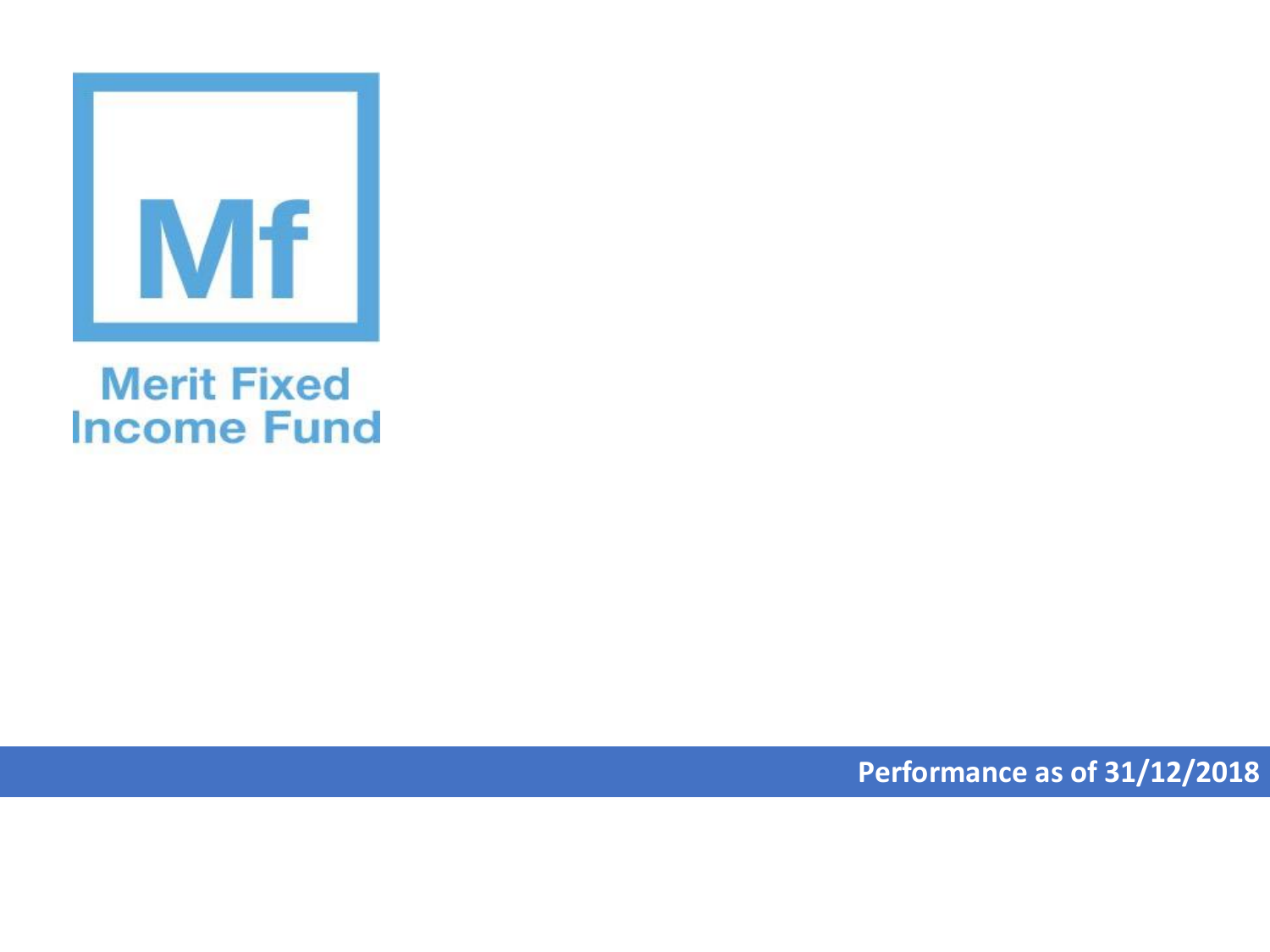Mf

# Merit Fixed Income Fund

**Performance as of 31/12/2018**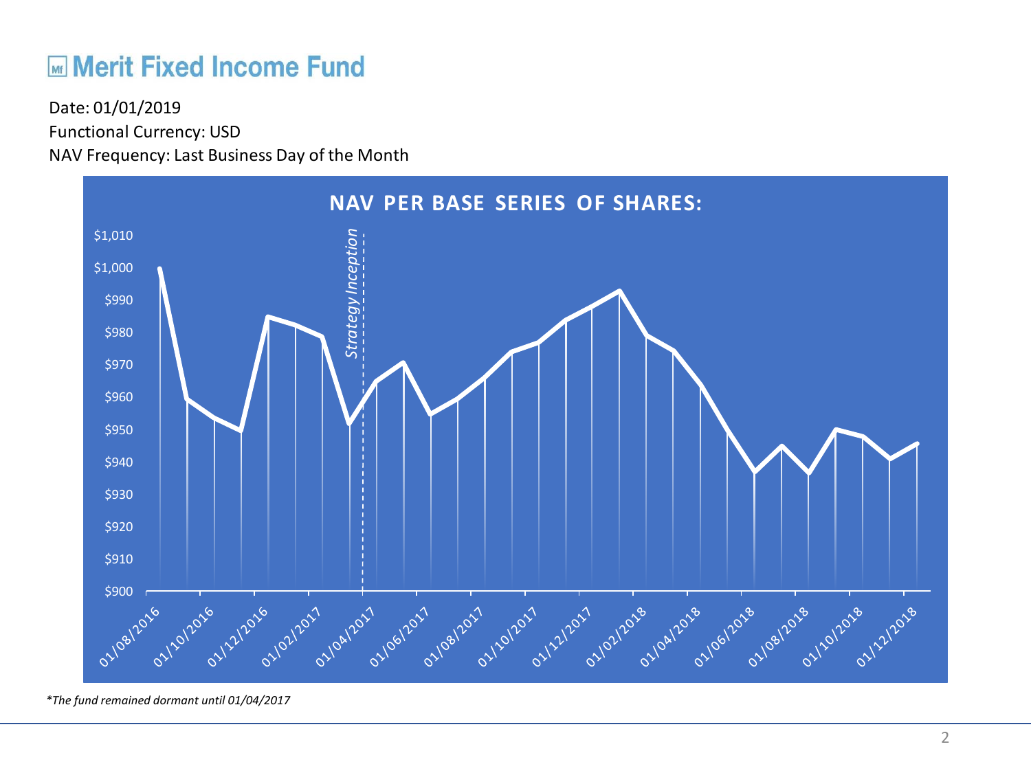# Merit Fixed Income Fund

Date: 01/01/2019

Functional Currency: USD

NAV Frequency: Last Business Day of the Month

**NAV PER BASE SERIES OF SHARES:**

*The fund remained dormant until 01/04/2017*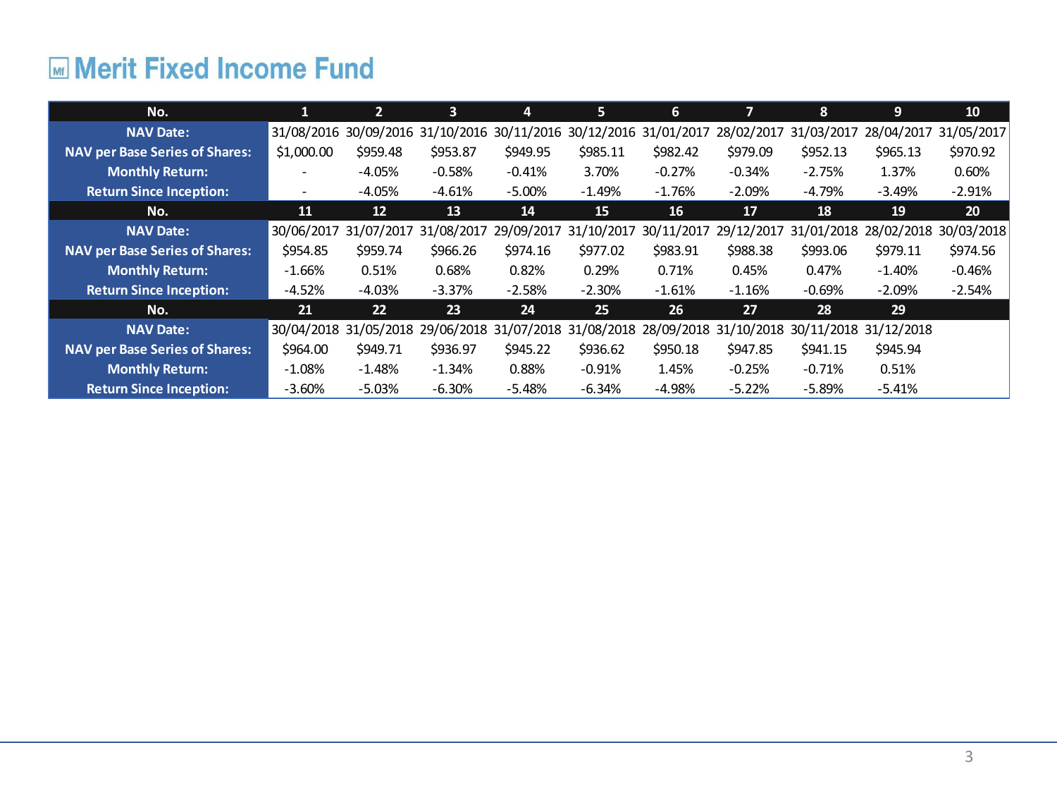# Merit Fixed Income Fund

| No. | 1 | 2 | 3 | 4 | 5 | 6 | 7 | 8 | 9 | 10 |
|---|---|---|---|---|---|---|---|---|---|---|
| NAV Date: | 31/08/2016 | 30/09/2016 | 31/10/2016 | 30/11/2016 | 30/12/2016 | 31/01/2017 | 28/02/2017 | 31/03/2017 | 28/04/2017 | 31/05/2017 |
| NAV per Base Series of Shares: | $1,000.00 | $959.48 | $953.87 | $949.95 | $985.11 | $982.42 | $979.09 | $952.13 | $965.13 | $970.92 |
| Monthly Return: | - | -4.05% | -0.58% | -0.41% | 3.70% | -0.27% | -0.34% | -2.75% | 1.37% | 0.60% |
| Return Since Inception: | - | -4.05% | -4.61% | -5.00% | -1.49% | -1.76% | -2.09% | -4.79% | -3.49% | -2.91% |
| **No.** | **11** | **12** | **13** | **14** | **15** | **16** | **17** | **18** | **19** | **20** |
| NAV Date: | 30/06/2017 | 31/07/2017 | 31/08/2017 | 29/09/2017 | 31/10/2017 | 30/11/2017 | 29/12/2017 | 31/01/2018 | 28/02/2018 | 30/03/2018 |
| NAV per Base Series of Shares: | $954.85 | $959.74 | $966.26 | $974.16 | $977.02 | $983.91 | $988.38 | $993.06 | $979.11 | $974.56 |
| Monthly Return: | -1.66% | 0.51% | 0.68% | 0.82% | 0.29% | 0.71% | 0.45% | 0.47% | -1.40% | -0.46% |
| Return Since Inception: | -4.52% | -4.03% | -3.37% | -2.58% | -2.30% | -1.61% | -1.16% | -0.69% | -2.09% | -2.54% |
| **No.** | **21** | **22** | **23** | **24** | **25** | **26** | **27** | **28** | **29** | |
| NAV Date: | 30/04/2018 | 31/05/2018 | 29/06/2018 | 31/07/2018 | 31/08/2018 | 28/09/2018 | 31/10/2018 | 30/11/2018 | 31/12/2018 | |
| NAV per Base Series of Shares: | $964.00 | $949.71 | $936.97 | $945.22 | $936.62 | $950.18 | $947.85 | $941.15 | $945.94 | |
| Monthly Return: | -1.08% | -1.48% | -1.34% | 0.88% | -0.91% | 1.45% | -0.25% | -0.71% | 0.51% | |
| Return Since Inception: | -3.60% | -5.03% | -6.30% | -5.48% | -6.34% | -4.98% | -5.22% | -5.89% | -5.41% | |